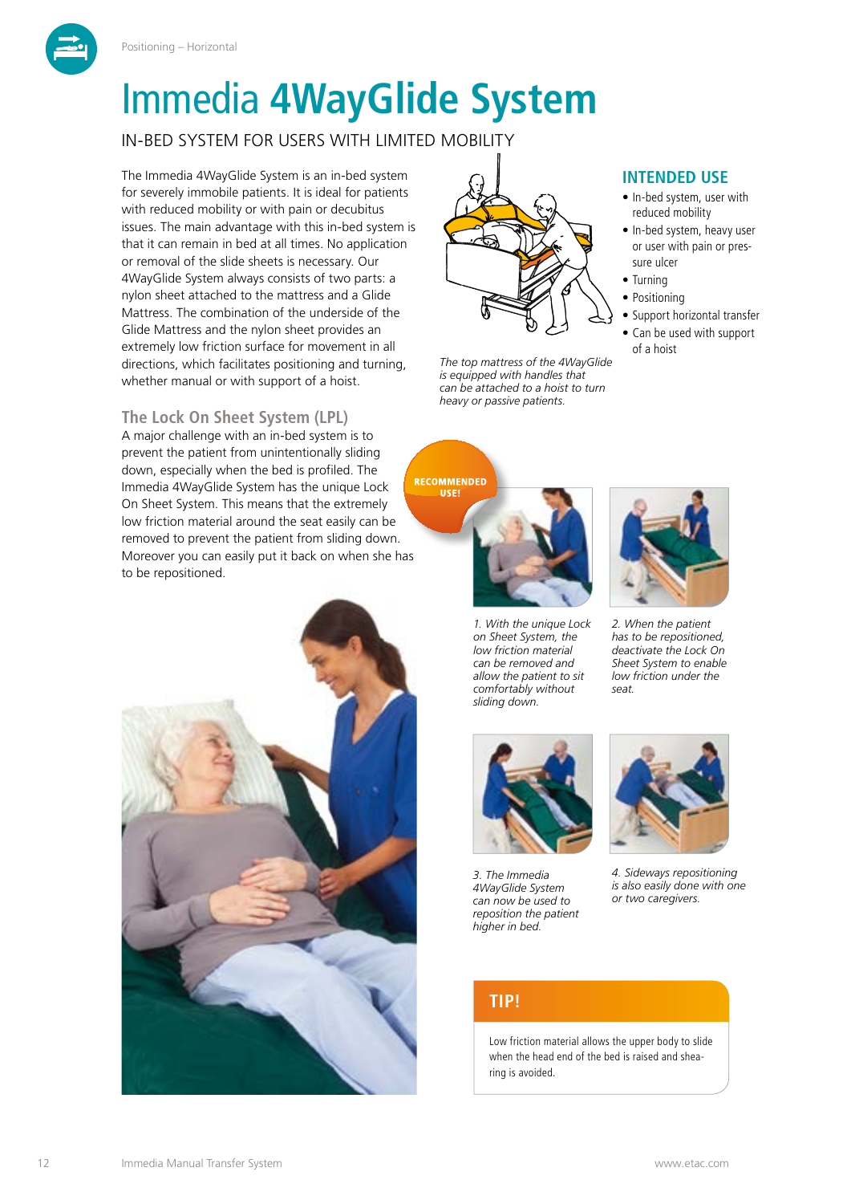# Immedia **4WayGlide System**

IN-BED SYSTEM FOR USERS WITH LIMITED MOBILITY

The Immedia 4WayGlide System is an in-bed system for severely immobile patients. It is ideal for patients with reduced mobility or with pain or decubitus issues. The main advantage with this in-bed system is that it can remain in bed at all times. No application or removal of the slide sheets is necessary. Our 4WayGlide System always consists of two parts: a nylon sheet attached to the mattress and a Glide Mattress. The combination of the underside of the Glide Mattress and the nylon sheet provides an extremely low friction surface for movement in all directions, which facilitates positioning and turning, whether manual or with support of a hoist.

*The top mattress of the 4WayGlide is equipped with handles that can be attached to a hoist to turn heavy or passive patients.*

## INTENDED USE

- In-bed system, user with reduced mobility
- In-bed system, heavy user or user with pain or pressure ulcer
- Turning
- Positioning
- Support horizontal transfer
- Can be used with support of a hoist

## The Lock On Sheet System (LPL)

A major challenge with an in-bed system is to prevent the patient from unintentionally sliding down, especially when the bed is profiled. The Immedia 4WayGlide System has the unique Lock On Sheet System. This means that the extremely low friction material around the seat easily can be removed to prevent the patient from sliding down. Moreover you can easily put it back on when she has to be repositioned.

**RECOMMENDED USE!**

*1. With the unique Lock on Sheet System, the low friction material can be removed and allow the patient to sit comfortably without sliding down.*

*2. When the patient has to be repositioned, deactivate the Lock On Sheet System to enable low friction under the seat.*

*3. The Immedia 4WayGlide System can now be used to reposition the patient higher in bed.*

*4. Sideways repositioning is also easily done with one or two caregivers.*

**TIP!**

Low friction material allows the upper body to slide when the head end of the bed is raised and shearing is avoided.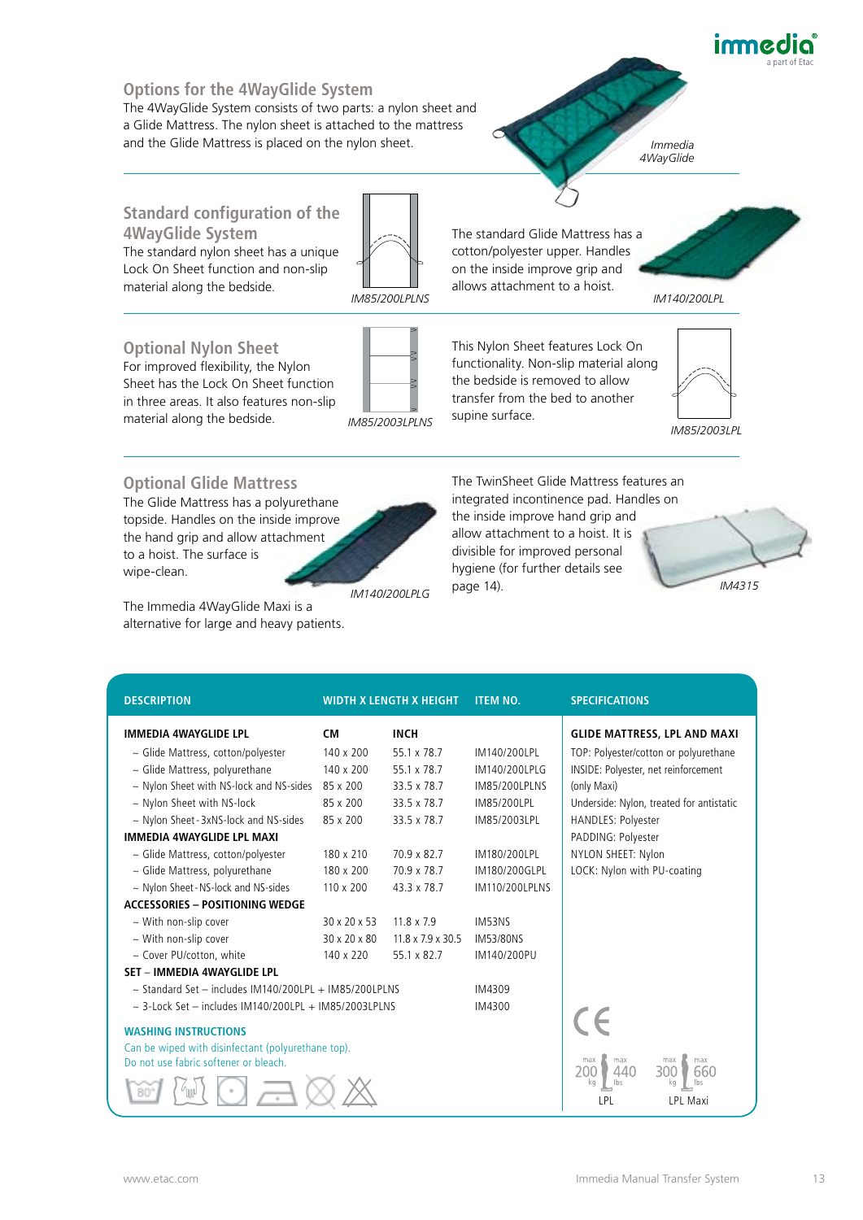## Options for the 4WayGlide System

The 4WayGlide System consists of two parts: a nylon sheet and a Glide Mattress. The nylon sheet is attached to the mattress and the Glide Mattress is placed on the nylon sheet.

*Immedia 4WayGlide*

## Standard configuration of the 4WayGlide System

The standard nylon sheet has a unique Lock On Sheet function and non-slip material along the bedside.

*IM85/200LPLNS*

The standard Glide Mattress has a cotton/polyester upper. Handles on the inside improve grip and allows attachment to a hoist.

*IM140/200LPL*

## Optional Nylon Sheet

For improved flexibility, the Nylon Sheet has the Lock On Sheet function in three areas. It also features non-slip material along the bedside.

*IM85/2003LPLNS*

This Nylon Sheet features Lock On functionality. Non-slip material along the bedside is removed to allow transfer from the bed to another supine surface.

*IM85/2003LPL*

## Optional Glide Mattress

The Glide Mattress has a polyurethane topside. Handles on the inside improve the hand grip and allow attachment to a hoist. The surface is wipe-clean.

*IM140/200LPLG*

The Immedia 4WayGlide Maxi is a alternative for large and heavy patients.

The TwinSheet Glide Mattress features an integrated incontinence pad. Handles on the inside improve hand grip and allow attachment to a hoist. It is divisible for improved personal hygiene (for further details see page 14).

*IM4315*

| DESCRIPTION | WIDTH X LENGTH X HEIGHT | | ITEM NO. |
|---|---|---|---|
| **IMMEDIA 4WAYGLIDE LPL** | **CM** | **INCH** | |
| ~ Glide Mattress, cotton/polyester | 140 x 200 | 55.1 x 78.7 | IM140/200LPL |
| ~ Glide Mattress, polyurethane | 140 x 200 | 55.1 x 78.7 | IM140/200LPLG |
| ~ Nylon Sheet with NS-lock and NS-sides | 85 x 200 | 33.5 x 78.7 | IM85/200LPLNS |
| ~ Nylon Sheet with NS-lock | 85 x 200 | 33.5 x 78.7 | IM85/200LPL |
| ~ Nylon Sheet - 3xNS-lock and NS-sides | 85 x 200 | 33.5 x 78.7 | IM85/2003LPL |
| **IMMEDIA 4WAYGLIDE LPL MAXI** | | | |
| ~ Glide Mattress, cotton/polyester | 180 x 210 | 70.9 x 82.7 | IM180/200LPL |
| ~ Glide Mattress, polyurethane | 180 x 200 | 70.9 x 78.7 | IM180/200GLPL |
| ~ Nylon Sheet - NS-lock and NS-sides | 110 x 200 | 43.3 x 78.7 | IM110/200LPLNS |
| **ACCESSORIES – POSITIONING WEDGE** | | | |
| ~ With non-slip cover | 30 x 20 x 53 | 11.8 x 7.9 | IM53NS |
| ~ With non-slip cover | 30 x 20 x 80 | 11.8 x 7.9 x 30.5 | IM53/80NS |
| ~ Cover PU/cotton, white | 140 x 220 | 55.1 x 82.7 | IM140/200PU |
| **SET – IMMEDIA 4WAYGLIDE LPL** | | | |
| ~ Standard Set – includes IM140/200LPL + IM85/200LPLNS | | | IM4309 |
| ~ 3-Lock Set – includes IM140/200LPL + IM85/2003LPLNS | | | IM4300 |

**SPECIFICATIONS**

**GLIDE MATTRESS, LPL AND MAXI**

TOP: Polyester/cotton or polyurethane
INSIDE: Polyester, net reinforcement (only Maxi)
Underside: Nylon, treated for antistatic
HANDLES: Polyester
PADDING: Polyester
NYLON SHEET: Nylon
LOCK: Nylon with PU-coating

**WASHING INSTRUCTIONS**

Can be wiped with disinfectant (polyurethane top).
Do not use fabric softener or bleach.

80°

max 200 kg / max 440 lbs — LPL

max 300 kg / max 660 lbs — LPL Maxi